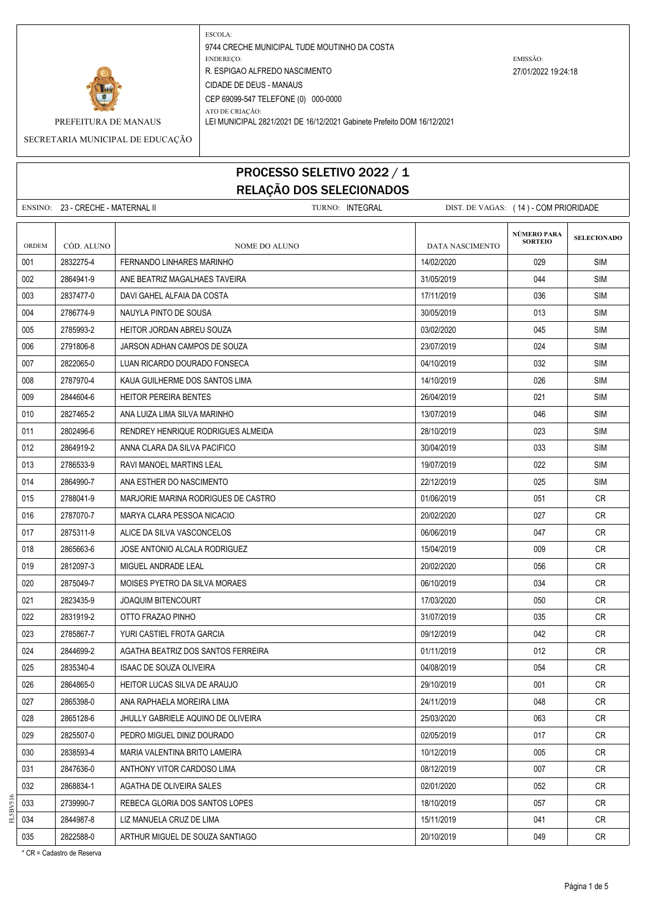PREFEITURA DE MANAUS

SECRETARIA MUNICIPAL DE EDUCAÇÃO

ESCOLA:
9744 CRECHE MUNICIPAL TUDE MOUTINHO DA COSTA

ENDEREÇO:
R. ESPIGAO ALFREDO NASCIMENTO
CIDADE DE DEUS - MANAUS
CEP 69099-547 TELEFONE (0) 000-0000

ATO DE CRIAÇÃO:
LEI MUNICIPAL 2821/2021 DE 16/12/2021 Gabinete Prefeito DOM 16/12/2021

EMISSÃO:
27/01/2022 19:24:18

# PROCESSO SELETIVO 2022 / 1
## RELAÇÃO DOS SELECIONADOS

ENSINO: 23 - CRECHE - MATERNAL II    TURNO: INTEGRAL    DIST. DE VAGAS: ( 14 ) - COM PRIORIDADE

| ORDEM | CÓD. ALUNO | NOME DO ALUNO | DATA NASCIMENTO | NÚMERO PARA SORTEIO | SELECIONADO |
|---|---|---|---|---|---|
| 001 | 2832275-4 | FERNANDO LINHARES MARINHO | 14/02/2020 | 029 | SIM |
| 002 | 2864941-9 | ANE BEATRIZ MAGALHAES TAVEIRA | 31/05/2019 | 044 | SIM |
| 003 | 2837477-0 | DAVI GAHEL ALFAIA DA COSTA | 17/11/2019 | 036 | SIM |
| 004 | 2786774-9 | NAUYLA PINTO DE SOUSA | 30/05/2019 | 013 | SIM |
| 005 | 2785993-2 | HEITOR JORDAN ABREU SOUZA | 03/02/2020 | 045 | SIM |
| 006 | 2791806-8 | JARSON ADHAN CAMPOS DE SOUZA | 23/07/2019 | 024 | SIM |
| 007 | 2822065-0 | LUAN RICARDO DOURADO FONSECA | 04/10/2019 | 032 | SIM |
| 008 | 2787970-4 | KAUA GUILHERME DOS SANTOS LIMA | 14/10/2019 | 026 | SIM |
| 009 | 2844604-6 | HEITOR PEREIRA BENTES | 26/04/2019 | 021 | SIM |
| 010 | 2827465-2 | ANA LUIZA LIMA SILVA MARINHO | 13/07/2019 | 046 | SIM |
| 011 | 2802496-6 | RENDREY HENRIQUE RODRIGUES ALMEIDA | 28/10/2019 | 023 | SIM |
| 012 | 2864919-2 | ANNA CLARA DA SILVA PACIFICO | 30/04/2019 | 033 | SIM |
| 013 | 2786533-9 | RAVI MANOEL MARTINS LEAL | 19/07/2019 | 022 | SIM |
| 014 | 2864990-7 | ANA ESTHER DO NASCIMENTO | 22/12/2019 | 025 | SIM |
| 015 | 2788041-9 | MARJORIE MARINA RODRIGUES DE CASTRO | 01/06/2019 | 051 | CR |
| 016 | 2787070-7 | MARYA CLARA PESSOA NICACIO | 20/02/2020 | 027 | CR |
| 017 | 2875311-9 | ALICE DA SILVA VASCONCELOS | 06/06/2019 | 047 | CR |
| 018 | 2865663-6 | JOSE ANTONIO ALCALA RODRIGUEZ | 15/04/2019 | 009 | CR |
| 019 | 2812097-3 | MIGUEL ANDRADE LEAL | 20/02/2020 | 056 | CR |
| 020 | 2875049-7 | MOISES PYETRO DA SILVA MORAES | 06/10/2019 | 034 | CR |
| 021 | 2823435-9 | JOAQUIM BITENCOURT | 17/03/2020 | 050 | CR |
| 022 | 2831919-2 | OTTO FRAZAO PINHO | 31/07/2019 | 035 | CR |
| 023 | 2785867-7 | YURI CASTIEL FROTA GARCIA | 09/12/2019 | 042 | CR |
| 024 | 2844699-2 | AGATHA BEATRIZ DOS SANTOS FERREIRA | 01/11/2019 | 012 | CR |
| 025 | 2835340-4 | ISAAC DE SOUZA OLIVEIRA | 04/08/2019 | 054 | CR |
| 026 | 2864865-0 | HEITOR LUCAS SILVA DE ARAUJO | 29/10/2019 | 001 | CR |
| 027 | 2865398-0 | ANA RAPHAELA MOREIRA LIMA | 24/11/2019 | 048 | CR |
| 028 | 2865128-6 | JHULLY GABRIELE AQUINO DE OLIVEIRA | 25/03/2020 | 063 | CR |
| 029 | 2825507-0 | PEDRO MIGUEL DINIZ DOURADO | 02/05/2019 | 017 | CR |
| 030 | 2838593-4 | MARIA VALENTINA BRITO LAMEIRA | 10/12/2019 | 005 | CR |
| 031 | 2847636-0 | ANTHONY VITOR CARDOSO LIMA | 08/12/2019 | 007 | CR |
| 032 | 2868834-1 | AGATHA DE OLIVEIRA SALES | 02/01/2020 | 052 | CR |
| 033 | 2739990-7 | REBECA GLORIA DOS SANTOS LOPES | 18/10/2019 | 057 | CR |
| 034 | 2844987-8 | LIZ MANUELA CRUZ DE LIMA | 15/11/2019 | 041 | CR |
| 035 | 2822588-0 | ARTHUR MIGUEL DE SOUZA SANTIAGO | 20/10/2019 | 049 | CR |

* CR = Cadastro de Reserva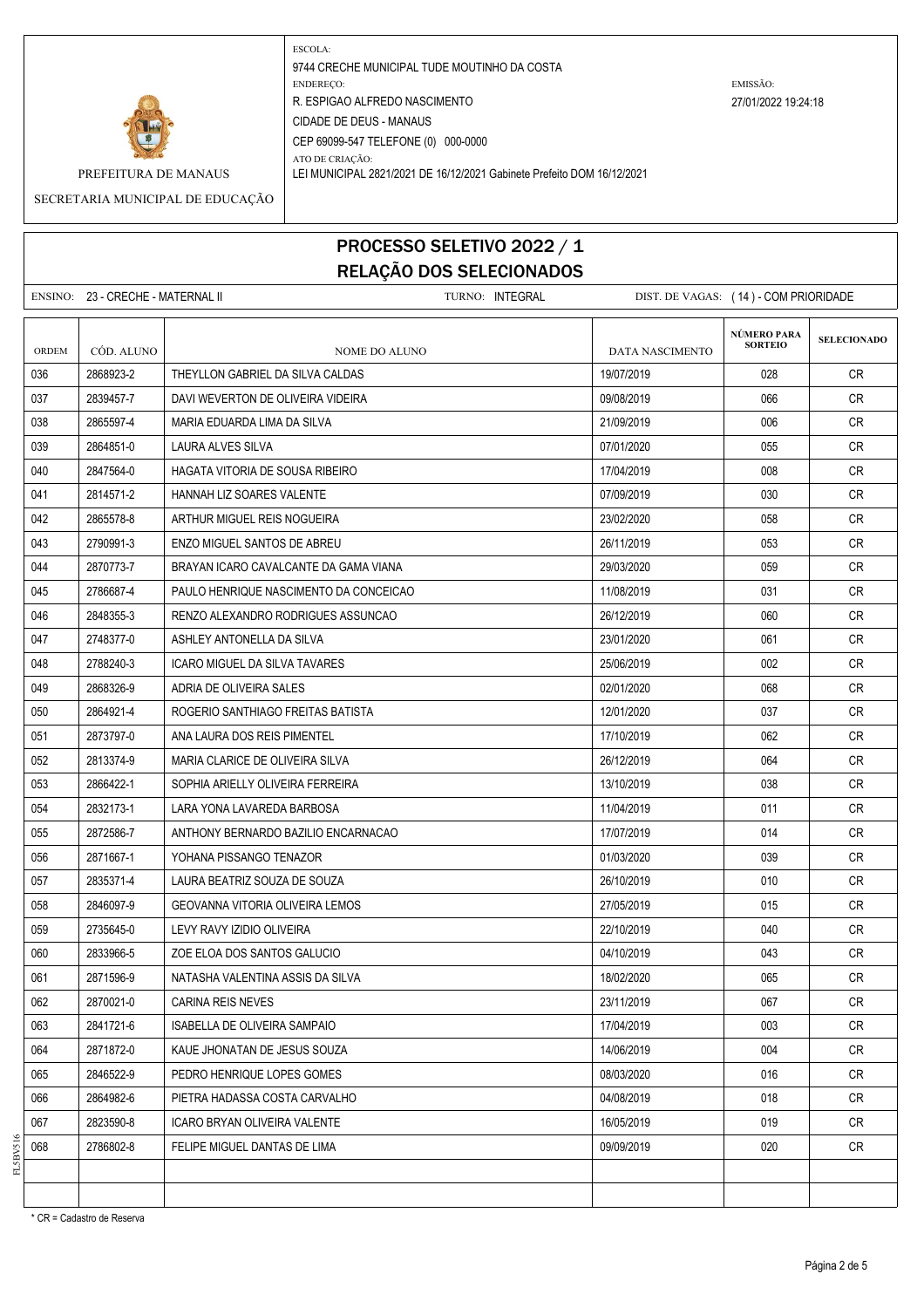PREFEITURA DE MANAUS

SECRETARIA MUNICIPAL DE EDUCAÇÃO

ESCOLA:
9744 CRECHE MUNICIPAL TUDE MOUTINHO DA COSTA
ENDEREÇO:
R. ESPIGAO ALFREDO NASCIMENTO
CIDADE DE DEUS - MANAUS
CEP 69099-547 TELEFONE (0) 000-0000
ATO DE CRIAÇÃO:
LEI MUNICIPAL 2821/2021 DE 16/12/2021 Gabinete Prefeito DOM 16/12/2021

EMISSÃO:
27/01/2022 19:24:18

# PROCESSO SELETIVO 2022 / 1
## RELAÇÃO DOS SELECIONADOS

ENSINO: 23 - CRECHE - MATERNAL II TURNO: INTEGRAL DIST. DE VAGAS: ( 14 ) - COM PRIORIDADE

| ORDEM | CÓD. ALUNO | NOME DO ALUNO | DATA NASCIMENTO | NÚMERO PARA SORTEIO | SELECIONADO |
|---|---|---|---|---|---|
| 036 | 2868923-2 | THEYLLON GABRIEL DA SILVA CALDAS | 19/07/2019 | 028 | CR |
| 037 | 2839457-7 | DAVI WEVERTON DE OLIVEIRA VIDEIRA | 09/08/2019 | 066 | CR |
| 038 | 2865597-4 | MARIA EDUARDA LIMA DA SILVA | 21/09/2019 | 006 | CR |
| 039 | 2864851-0 | LAURA ALVES SILVA | 07/01/2020 | 055 | CR |
| 040 | 2847564-0 | HAGATA VITORIA DE SOUSA RIBEIRO | 17/04/2019 | 008 | CR |
| 041 | 2814571-2 | HANNAH LIZ SOARES VALENTE | 07/09/2019 | 030 | CR |
| 042 | 2865578-8 | ARTHUR MIGUEL REIS NOGUEIRA | 23/02/2020 | 058 | CR |
| 043 | 2790991-3 | ENZO MIGUEL SANTOS DE ABREU | 26/11/2019 | 053 | CR |
| 044 | 2870773-7 | BRAYAN ICARO CAVALCANTE DA GAMA VIANA | 29/03/2020 | 059 | CR |
| 045 | 2786687-4 | PAULO HENRIQUE NASCIMENTO DA CONCEICAO | 11/08/2019 | 031 | CR |
| 046 | 2848355-3 | RENZO ALEXANDRO RODRIGUES ASSUNCAO | 26/12/2019 | 060 | CR |
| 047 | 2748377-0 | ASHLEY ANTONELLA DA SILVA | 23/01/2020 | 061 | CR |
| 048 | 2788240-3 | ICARO MIGUEL DA SILVA TAVARES | 25/06/2019 | 002 | CR |
| 049 | 2868326-9 | ADRIA DE OLIVEIRA SALES | 02/01/2020 | 068 | CR |
| 050 | 2864921-4 | ROGERIO SANTHIAGO FREITAS BATISTA | 12/01/2020 | 037 | CR |
| 051 | 2873797-0 | ANA LAURA DOS REIS PIMENTEL | 17/10/2019 | 062 | CR |
| 052 | 2813374-9 | MARIA CLARICE DE OLIVEIRA SILVA | 26/12/2019 | 064 | CR |
| 053 | 2866422-1 | SOPHIA ARIELLY OLIVEIRA FERREIRA | 13/10/2019 | 038 | CR |
| 054 | 2832173-1 | LARA YONA LAVAREDA BARBOSA | 11/04/2019 | 011 | CR |
| 055 | 2872586-7 | ANTHONY BERNARDO BAZILIO ENCARNACAO | 17/07/2019 | 014 | CR |
| 056 | 2871667-1 | YOHANA PISSANGO TENAZOR | 01/03/2020 | 039 | CR |
| 057 | 2835371-4 | LAURA BEATRIZ SOUZA DE SOUZA | 26/10/2019 | 010 | CR |
| 058 | 2846097-9 | GEOVANNA VITORIA OLIVEIRA LEMOS | 27/05/2019 | 015 | CR |
| 059 | 2735645-0 | LEVY RAVY IZIDIO OLIVEIRA | 22/10/2019 | 040 | CR |
| 060 | 2833966-5 | ZOE ELOA DOS SANTOS GALUCIO | 04/10/2019 | 043 | CR |
| 061 | 2871596-9 | NATASHA VALENTINA ASSIS DA SILVA | 18/02/2020 | 065 | CR |
| 062 | 2870021-0 | CARINA REIS NEVES | 23/11/2019 | 067 | CR |
| 063 | 2841721-6 | ISABELLA DE OLIVEIRA SAMPAIO | 17/04/2019 | 003 | CR |
| 064 | 2871872-0 | KAUE JHONATAN DE JESUS SOUZA | 14/06/2019 | 004 | CR |
| 065 | 2846522-9 | PEDRO HENRIQUE LOPES GOMES | 08/03/2020 | 016 | CR |
| 066 | 2864982-6 | PIETRA HADASSA COSTA CARVALHO | 04/08/2019 | 018 | CR |
| 067 | 2823590-8 | ICARO BRYAN OLIVEIRA VALENTE | 16/05/2019 | 019 | CR |
| 068 | 2786802-8 | FELIPE MIGUEL DANTAS DE LIMA | 09/09/2019 | 020 | CR |
| | | | | | |
| | | | | | |

\* CR = Cadastro de Reserva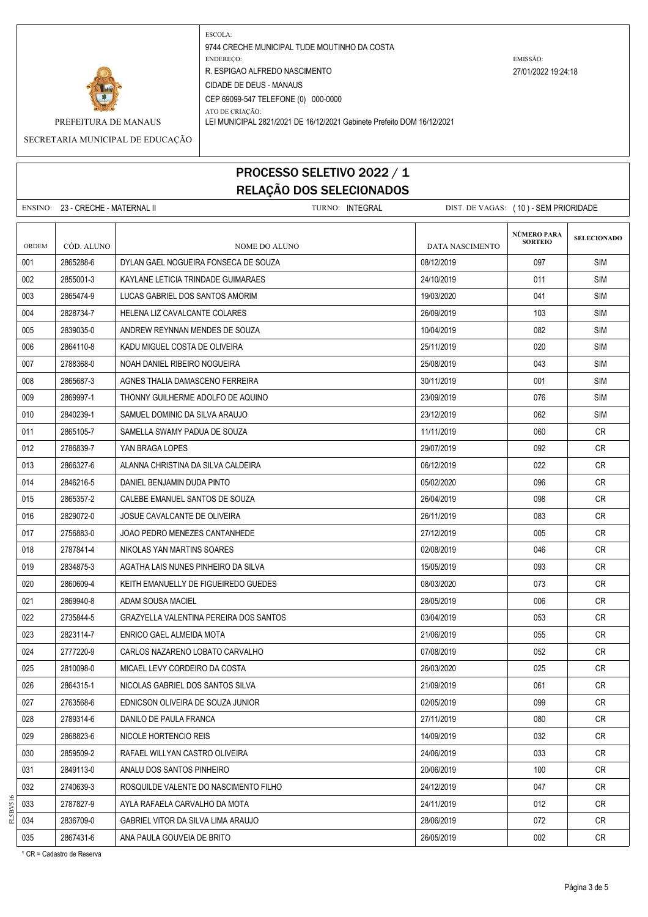PREFEITURA DE MANAUS

SECRETARIA MUNICIPAL DE EDUCAÇÃO

ESCOLA:
9744 CRECHE MUNICIPAL TUDE MOUTINHO DA COSTA

ENDEREÇO:
R. ESPIGAO ALFREDO NASCIMENTO
CIDADE DE DEUS - MANAUS
CEP 69099-547 TELEFONE (0) 000-0000

ATO DE CRIAÇÃO:
LEI MUNICIPAL 2821/2021 DE 16/12/2021 Gabinete Prefeito DOM 16/12/2021

EMISSÃO:
27/01/2022 19:24:18

# PROCESSO SELETIVO 2022 / 1
## RELAÇÃO DOS SELECIONADOS

ENSINO: 23 - CRECHE - MATERNAL II    TURNO: INTEGRAL    DIST. DE VAGAS: ( 10 ) - SEM PRIORIDADE

| ORDEM | CÓD. ALUNO | NOME DO ALUNO | DATA NASCIMENTO | NÚMERO PARA SORTEIO | SELECIONADO |
|---|---|---|---|---|---|
| 001 | 2865288-6 | DYLAN GAEL NOGUEIRA FONSECA DE SOUZA | 08/12/2019 | 097 | SIM |
| 002 | 2855001-3 | KAYLANE LETICIA TRINDADE GUIMARAES | 24/10/2019 | 011 | SIM |
| 003 | 2865474-9 | LUCAS GABRIEL DOS SANTOS AMORIM | 19/03/2020 | 041 | SIM |
| 004 | 2828734-7 | HELENA LIZ CAVALCANTE COLARES | 26/09/2019 | 103 | SIM |
| 005 | 2839035-0 | ANDREW REYNNAN MENDES DE SOUZA | 10/04/2019 | 082 | SIM |
| 006 | 2864110-8 | KADU MIGUEL COSTA DE OLIVEIRA | 25/11/2019 | 020 | SIM |
| 007 | 2788368-0 | NOAH DANIEL RIBEIRO NOGUEIRA | 25/08/2019 | 043 | SIM |
| 008 | 2865687-3 | AGNES THALIA DAMASCENO FERREIRA | 30/11/2019 | 001 | SIM |
| 009 | 2869997-1 | THONNY GUILHERME ADOLFO DE AQUINO | 23/09/2019 | 076 | SIM |
| 010 | 2840239-1 | SAMUEL DOMINIC DA SILVA ARAUJO | 23/12/2019 | 062 | SIM |
| 011 | 2865105-7 | SAMELLA SWAMY PADUA DE SOUZA | 11/11/2019 | 060 | CR |
| 012 | 2786839-7 | YAN BRAGA LOPES | 29/07/2019 | 092 | CR |
| 013 | 2866327-6 | ALANNA CHRISTINA DA SILVA CALDEIRA | 06/12/2019 | 022 | CR |
| 014 | 2846216-5 | DANIEL BENJAMIN DUDA PINTO | 05/02/2020 | 096 | CR |
| 015 | 2865357-2 | CALEBE EMANUEL SANTOS DE SOUZA | 26/04/2019 | 098 | CR |
| 016 | 2829072-0 | JOSUE CAVALCANTE DE OLIVEIRA | 26/11/2019 | 083 | CR |
| 017 | 2756883-0 | JOAO PEDRO MENEZES CANTANHEDE | 27/12/2019 | 005 | CR |
| 018 | 2787841-4 | NIKOLAS YAN MARTINS SOARES | 02/08/2019 | 046 | CR |
| 019 | 2834875-3 | AGATHA LAIS NUNES PINHEIRO DA SILVA | 15/05/2019 | 093 | CR |
| 020 | 2860609-4 | KEITH EMANUELLY DE FIGUEIREDO GUEDES | 08/03/2020 | 073 | CR |
| 021 | 2869940-8 | ADAM SOUSA MACIEL | 28/05/2019 | 006 | CR |
| 022 | 2735844-5 | GRAZYELLA VALENTINA PEREIRA DOS SANTOS | 03/04/2019 | 053 | CR |
| 023 | 2823114-7 | ENRICO GAEL ALMEIDA MOTA | 21/06/2019 | 055 | CR |
| 024 | 2777220-9 | CARLOS NAZARENO LOBATO CARVALHO | 07/08/2019 | 052 | CR |
| 025 | 2810098-0 | MICAEL LEVY CORDEIRO DA COSTA | 26/03/2020 | 025 | CR |
| 026 | 2864315-1 | NICOLAS GABRIEL DOS SANTOS SILVA | 21/09/2019 | 061 | CR |
| 027 | 2763568-6 | EDNICSON OLIVEIRA DE SOUZA JUNIOR | 02/05/2019 | 099 | CR |
| 028 | 2789314-6 | DANILO DE PAULA FRANCA | 27/11/2019 | 080 | CR |
| 029 | 2868823-6 | NICOLE HORTENCIO REIS | 14/09/2019 | 032 | CR |
| 030 | 2859509-2 | RAFAEL WILLYAN CASTRO OLIVEIRA | 24/06/2019 | 033 | CR |
| 031 | 2849113-0 | ANALU DOS SANTOS PINHEIRO | 20/06/2019 | 100 | CR |
| 032 | 2740639-3 | ROSQUILDE VALENTE DO NASCIMENTO FILHO | 24/12/2019 | 047 | CR |
| 033 | 2787827-9 | AYLA RAFAELA CARVALHO DA MOTA | 24/11/2019 | 012 | CR |
| 034 | 2836709-0 | GABRIEL VITOR DA SILVA LIMA ARAUJO | 28/06/2019 | 072 | CR |
| 035 | 2867431-6 | ANA PAULA GOUVEIA DE BRITO | 26/05/2019 | 002 | CR |

\* CR = Cadastro de Reserva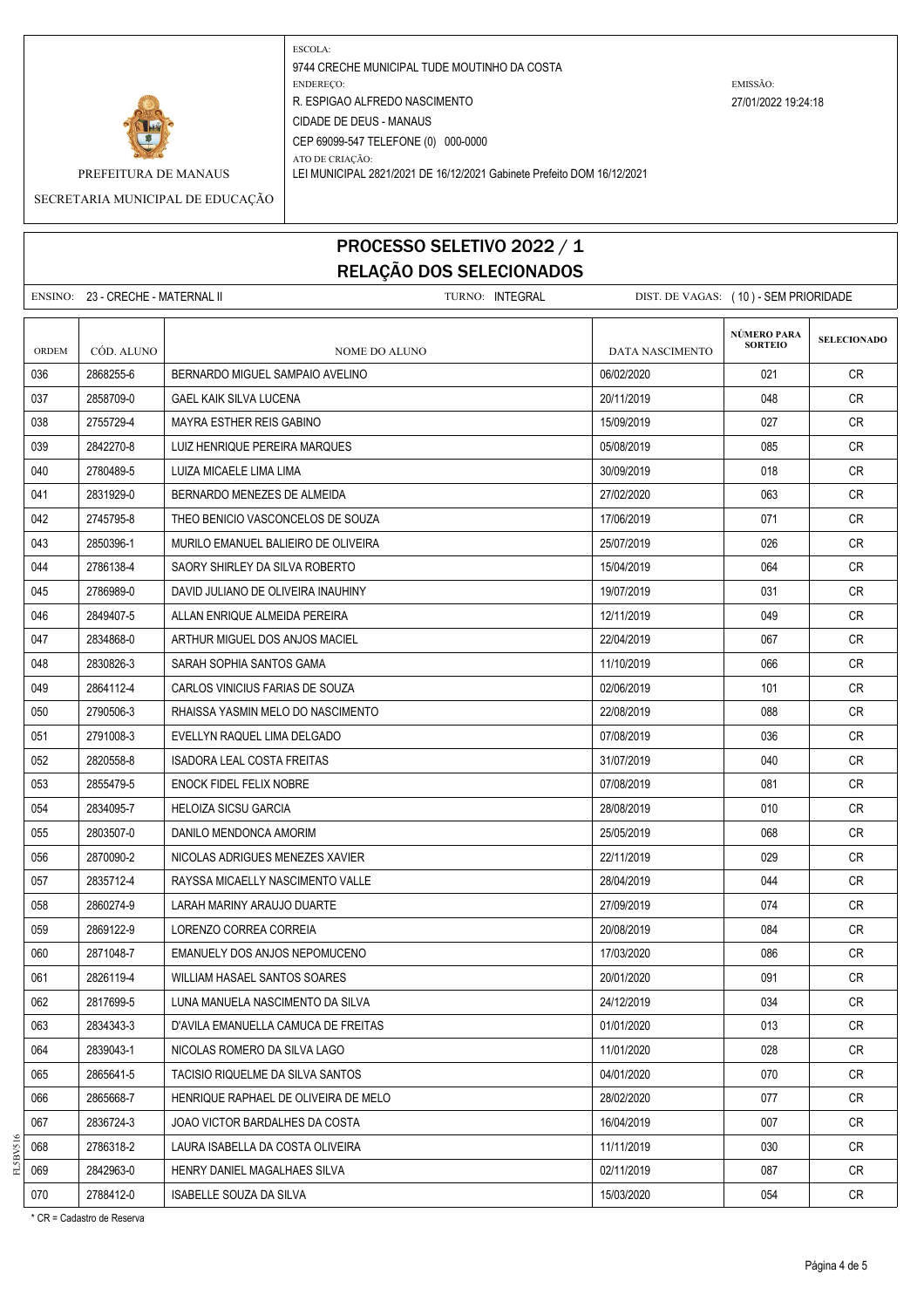PREFEITURA DE MANAUS

SECRETARIA MUNICIPAL DE EDUCAÇÃO

ESCOLA:
9744 CRECHE MUNICIPAL TUDE MOUTINHO DA COSTA
ENDEREÇO:
R. ESPIGAO ALFREDO NASCIMENTO
CIDADE DE DEUS - MANAUS
CEP 69099-547 TELEFONE (0) 000-0000
ATO DE CRIAÇÃO:
LEI MUNICIPAL 2821/2021 DE 16/12/2021 Gabinete Prefeito DOM 16/12/2021

EMISSÃO:
27/01/2022 19:24:18

# PROCESSO SELETIVO 2022 / 1
## RELAÇÃO DOS SELECIONADOS

ENSINO: 23 - CRECHE - MATERNAL II TURNO: INTEGRAL DIST. DE VAGAS: ( 10 ) - SEM PRIORIDADE

| ORDEM | CÓD. ALUNO | NOME DO ALUNO | DATA NASCIMENTO | NÚMERO PARA SORTEIO | SELECIONADO |
|---|---|---|---|---|---|
| 036 | 2868255-6 | BERNARDO MIGUEL SAMPAIO AVELINO | 06/02/2020 | 021 | CR |
| 037 | 2858709-0 | GAEL KAIK SILVA LUCENA | 20/11/2019 | 048 | CR |
| 038 | 2755729-4 | MAYRA ESTHER REIS GABINO | 15/09/2019 | 027 | CR |
| 039 | 2842270-8 | LUIZ HENRIQUE PEREIRA MARQUES | 05/08/2019 | 085 | CR |
| 040 | 2780489-5 | LUIZA MICAELE LIMA LIMA | 30/09/2019 | 018 | CR |
| 041 | 2831929-0 | BERNARDO MENEZES DE ALMEIDA | 27/02/2020 | 063 | CR |
| 042 | 2745795-8 | THEO BENICIO VASCONCELOS DE SOUZA | 17/06/2019 | 071 | CR |
| 043 | 2850396-1 | MURILO EMANUEL BALIEIRO DE OLIVEIRA | 25/07/2019 | 026 | CR |
| 044 | 2786138-4 | SAORY SHIRLEY DA SILVA ROBERTO | 15/04/2019 | 064 | CR |
| 045 | 2786989-0 | DAVID JULIANO DE OLIVEIRA INAUHINY | 19/07/2019 | 031 | CR |
| 046 | 2849407-5 | ALLAN ENRIQUE ALMEIDA PEREIRA | 12/11/2019 | 049 | CR |
| 047 | 2834868-0 | ARTHUR MIGUEL DOS ANJOS MACIEL | 22/04/2019 | 067 | CR |
| 048 | 2830826-3 | SARAH SOPHIA SANTOS GAMA | 11/10/2019 | 066 | CR |
| 049 | 2864112-4 | CARLOS VINICIUS FARIAS DE SOUZA | 02/06/2019 | 101 | CR |
| 050 | 2790506-3 | RHAISSA YASMIN MELO DO NASCIMENTO | 22/08/2019 | 088 | CR |
| 051 | 2791008-3 | EVELLYN RAQUEL LIMA DELGADO | 07/08/2019 | 036 | CR |
| 052 | 2820558-8 | ISADORA LEAL COSTA FREITAS | 31/07/2019 | 040 | CR |
| 053 | 2855479-5 | ENOCK FIDEL FELIX NOBRE | 07/08/2019 | 081 | CR |
| 054 | 2834095-7 | HELOIZA SICSU GARCIA | 28/08/2019 | 010 | CR |
| 055 | 2803507-0 | DANILO MENDONCA AMORIM | 25/05/2019 | 068 | CR |
| 056 | 2870090-2 | NICOLAS ADRIGUES MENEZES XAVIER | 22/11/2019 | 029 | CR |
| 057 | 2835712-4 | RAYSSA MICAELLY NASCIMENTO VALLE | 28/04/2019 | 044 | CR |
| 058 | 2860274-9 | LARAH MARINY ARAUJO DUARTE | 27/09/2019 | 074 | CR |
| 059 | 2869122-9 | LORENZO CORREA CORREIA | 20/08/2019 | 084 | CR |
| 060 | 2871048-7 | EMANUELY DOS ANJOS NEPOMUCENO | 17/03/2020 | 086 | CR |
| 061 | 2826119-4 | WILLIAM HASAEL SANTOS SOARES | 20/01/2020 | 091 | CR |
| 062 | 2817699-5 | LUNA MANUELA NASCIMENTO DA SILVA | 24/12/2019 | 034 | CR |
| 063 | 2834343-3 | D'AVILA EMANUELLA CAMUCA DE FREITAS | 01/01/2020 | 013 | CR |
| 064 | 2839043-1 | NICOLAS ROMERO DA SILVA LAGO | 11/01/2020 | 028 | CR |
| 065 | 2865641-5 | TACISIO RIQUELME DA SILVA SANTOS | 04/01/2020 | 070 | CR |
| 066 | 2865668-7 | HENRIQUE RAPHAEL DE OLIVEIRA DE MELO | 28/02/2020 | 077 | CR |
| 067 | 2836724-3 | JOAO VICTOR BARDALHES DA COSTA | 16/04/2019 | 007 | CR |
| 068 | 2786318-2 | LAURA ISABELLA DA COSTA OLIVEIRA | 11/11/2019 | 030 | CR |
| 069 | 2842963-0 | HENRY DANIEL MAGALHAES SILVA | 02/11/2019 | 087 | CR |
| 070 | 2788412-0 | ISABELLE SOUZA DA SILVA | 15/03/2020 | 054 | CR |

* CR = Cadastro de Reserva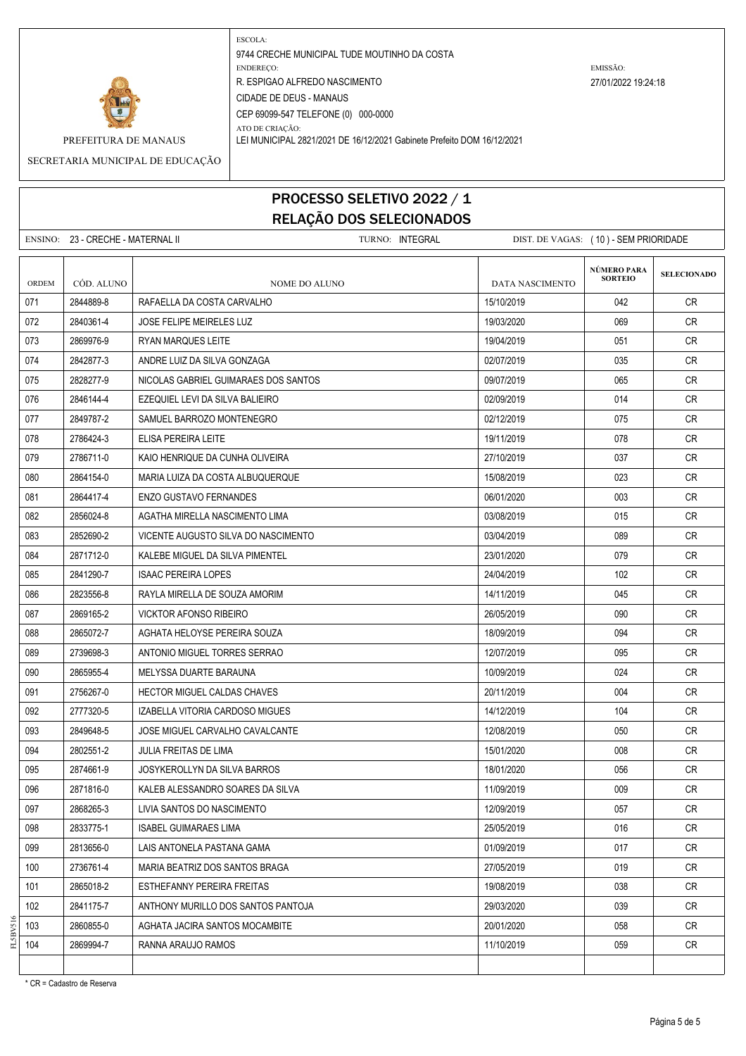PREFEITURA DE MANAUS

SECRETARIA MUNICIPAL DE EDUCAÇÃO

ESCOLA:
9744 CRECHE MUNICIPAL TUDE MOUTINHO DA COSTA
ENDEREÇO:
R. ESPIGAO ALFREDO NASCIMENTO
CIDADE DE DEUS - MANAUS
CEP 69099-547 TELEFONE (0) 000-0000
ATO DE CRIAÇÃO:
LEI MUNICIPAL 2821/2021 DE 16/12/2021 Gabinete Prefeito DOM 16/12/2021

EMISSÃO:
27/01/2022 19:24:18

# PROCESSO SELETIVO 2022 / 1
## RELAÇÃO DOS SELECIONADOS

ENSINO: 23 - CRECHE - MATERNAL II    TURNO: INTEGRAL    DIST. DE VAGAS: ( 10 ) - SEM PRIORIDADE

| ORDEM | CÓD. ALUNO | NOME DO ALUNO | DATA NASCIMENTO | NÚMERO PARA SORTEIO | SELECIONADO |
|---|---|---|---|---|---|
| 071 | 2844889-8 | RAFAELLA DA COSTA CARVALHO | 15/10/2019 | 042 | CR |
| 072 | 2840361-4 | JOSE FELIPE MEIRELES LUZ | 19/03/2020 | 069 | CR |
| 073 | 2869976-9 | RYAN MARQUES LEITE | 19/04/2019 | 051 | CR |
| 074 | 2842877-3 | ANDRE LUIZ DA SILVA GONZAGA | 02/07/2019 | 035 | CR |
| 075 | 2828277-9 | NICOLAS GABRIEL GUIMARAES DOS SANTOS | 09/07/2019 | 065 | CR |
| 076 | 2846144-4 | EZEQUIEL LEVI DA SILVA BALIEIRO | 02/09/2019 | 014 | CR |
| 077 | 2849787-2 | SAMUEL BARROZO MONTENEGRO | 02/12/2019 | 075 | CR |
| 078 | 2786424-3 | ELISA PEREIRA LEITE | 19/11/2019 | 078 | CR |
| 079 | 2786711-0 | KAIO HENRIQUE DA CUNHA OLIVEIRA | 27/10/2019 | 037 | CR |
| 080 | 2864154-0 | MARIA LUIZA DA COSTA ALBUQUERQUE | 15/08/2019 | 023 | CR |
| 081 | 2864417-4 | ENZO GUSTAVO FERNANDES | 06/01/2020 | 003 | CR |
| 082 | 2856024-8 | AGATHA MIRELLA NASCIMENTO LIMA | 03/08/2019 | 015 | CR |
| 083 | 2852690-2 | VICENTE AUGUSTO SILVA DO NASCIMENTO | 03/04/2019 | 089 | CR |
| 084 | 2871712-0 | KALEBE MIGUEL DA SILVA PIMENTEL | 23/01/2020 | 079 | CR |
| 085 | 2841290-7 | ISAAC PEREIRA LOPES | 24/04/2019 | 102 | CR |
| 086 | 2823556-8 | RAYLA MIRELLA DE SOUZA AMORIM | 14/11/2019 | 045 | CR |
| 087 | 2869165-2 | VICKTOR AFONSO RIBEIRO | 26/05/2019 | 090 | CR |
| 088 | 2865072-7 | AGHATA HELOYSE PEREIRA SOUZA | 18/09/2019 | 094 | CR |
| 089 | 2739698-3 | ANTONIO MIGUEL TORRES SERRAO | 12/07/2019 | 095 | CR |
| 090 | 2865955-4 | MELYSSA DUARTE BARAUNA | 10/09/2019 | 024 | CR |
| 091 | 2756267-0 | HECTOR MIGUEL CALDAS CHAVES | 20/11/2019 | 004 | CR |
| 092 | 2777320-5 | IZABELLA VITORIA CARDOSO MIGUES | 14/12/2019 | 104 | CR |
| 093 | 2849648-5 | JOSE MIGUEL CARVALHO CAVALCANTE | 12/08/2019 | 050 | CR |
| 094 | 2802551-2 | JULIA FREITAS DE LIMA | 15/01/2020 | 008 | CR |
| 095 | 2874661-9 | JOSYKEROLLYN DA SILVA BARROS | 18/01/2020 | 056 | CR |
| 096 | 2871816-0 | KALEB ALESSANDRO SOARES DA SILVA | 11/09/2019 | 009 | CR |
| 097 | 2868265-3 | LIVIA SANTOS DO NASCIMENTO | 12/09/2019 | 057 | CR |
| 098 | 2833775-1 | ISABEL GUIMARAES LIMA | 25/05/2019 | 016 | CR |
| 099 | 2813656-0 | LAIS ANTONELA PASTANA GAMA | 01/09/2019 | 017 | CR |
| 100 | 2736761-4 | MARIA BEATRIZ DOS SANTOS BRAGA | 27/05/2019 | 019 | CR |
| 101 | 2865018-2 | ESTHEFANNY PEREIRA FREITAS | 19/08/2019 | 038 | CR |
| 102 | 2841175-7 | ANTHONY MURILLO DOS SANTOS PANTOJA | 29/03/2020 | 039 | CR |
| 103 | 2860855-0 | AGHATA JACIRA SANTOS MOCAMBITE | 20/01/2020 | 058 | CR |
| 104 | 2869994-7 | RANNA ARAUJO RAMOS | 11/10/2019 | 059 | CR |

* CR = Cadastro de Reserva